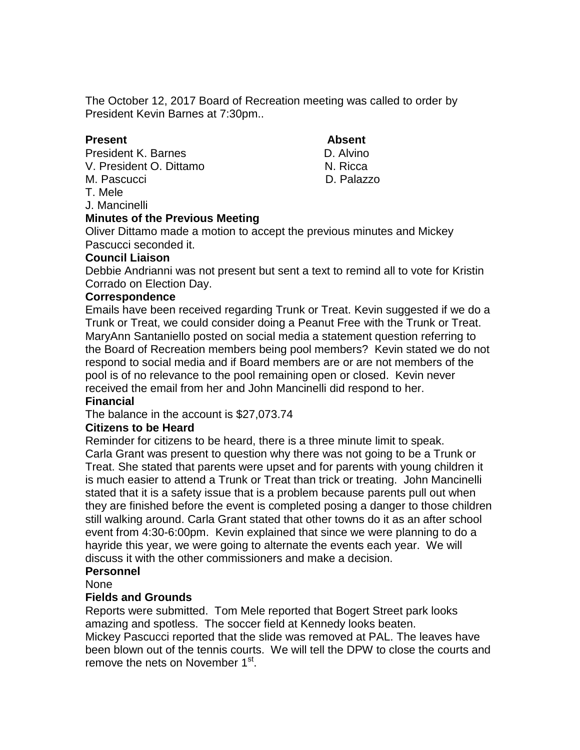The October 12, 2017 Board of Recreation meeting was called to order by President Kevin Barnes at 7:30pm..

| **Present** | **Absent** |
|---|---|
| President K. Barnes | D. Alvino |
| V. President O. Dittamo | N. Ricca |
| M. Pascucci | D. Palazzo |
| T. Mele | |
| J. Mancinelli | |

**Minutes of the Previous Meeting**

Oliver Dittamo made a motion to accept the previous minutes and Mickey Pascucci seconded it.

**Council Liaison**

Debbie Andrianni was not present but sent a text to remind all to vote for Kristin Corrado on Election Day.

**Correspondence**

Emails have been received regarding Trunk or Treat. Kevin suggested if we do a Trunk or Treat, we could consider doing a Peanut Free with the Trunk or Treat. MaryAnn Santaniello posted on social media a statement question referring to the Board of Recreation members being pool members? Kevin stated we do not respond to social media and if Board members are or are not members of the pool is of no relevance to the pool remaining open or closed. Kevin never received the email from her and John Mancinelli did respond to her.

**Financial**

The balance in the account is $27,073.74

**Citizens to be Heard**

Reminder for citizens to be heard, there is a three minute limit to speak. Carla Grant was present to question why there was not going to be a Trunk or Treat. She stated that parents were upset and for parents with young children it is much easier to attend a Trunk or Treat than trick or treating. John Mancinelli stated that it is a safety issue that is a problem because parents pull out when they are finished before the event is completed posing a danger to those children still walking around. Carla Grant stated that other towns do it as an after school event from 4:30-6:00pm. Kevin explained that since we were planning to do a hayride this year, we were going to alternate the events each year. We will discuss it with the other commissioners and make a decision.

**Personnel**

None

**Fields and Grounds**

Reports were submitted. Tom Mele reported that Bogert Street park looks amazing and spotless. The soccer field at Kennedy looks beaten.

Mickey Pascucci reported that the slide was removed at PAL. The leaves have been blown out of the tennis courts. We will tell the DPW to close the courts and remove the nets on November 1st.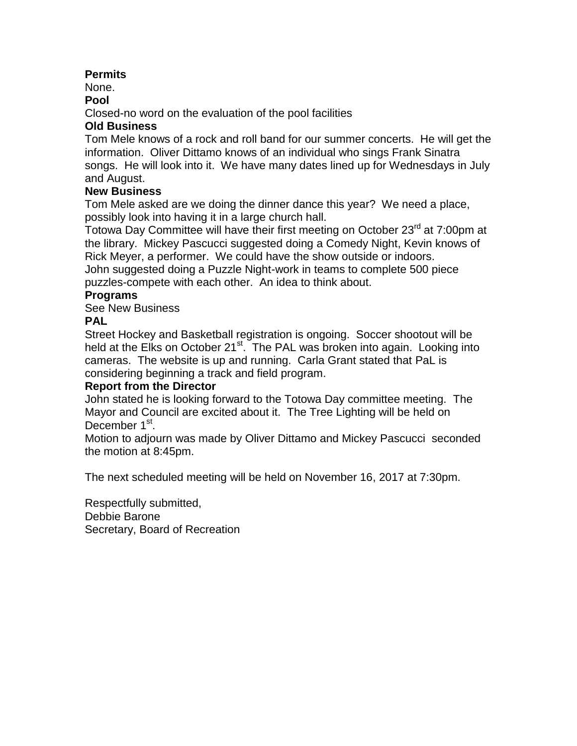**Permits**

None.

**Pool**

Closed-no word on the evaluation of the pool facilities

**Old Business**

Tom Mele knows of a rock and roll band for our summer concerts. He will get the information. Oliver Dittamo knows of an individual who sings Frank Sinatra songs. He will look into it. We have many dates lined up for Wednesdays in July and August.

**New Business**

Tom Mele asked are we doing the dinner dance this year? We need a place, possibly look into having it in a large church hall.

Totowa Day Committee will have their first meeting on October 23rd at 7:00pm at the library. Mickey Pascucci suggested doing a Comedy Night, Kevin knows of Rick Meyer, a performer. We could have the show outside or indoors.

John suggested doing a Puzzle Night-work in teams to complete 500 piece puzzles-compete with each other. An idea to think about.

**Programs**

See New Business

**PAL**

Street Hockey and Basketball registration is ongoing. Soccer shootout will be held at the Elks on October 21st. The PAL was broken into again. Looking into cameras. The website is up and running. Carla Grant stated that PaL is considering beginning a track and field program.

**Report from the Director**

John stated he is looking forward to the Totowa Day committee meeting. The Mayor and Council are excited about it. The Tree Lighting will be held on December 1st.

Motion to adjourn was made by Oliver Dittamo and Mickey Pascucci seconded the motion at 8:45pm.

The next scheduled meeting will be held on November 16, 2017 at 7:30pm.

Respectfully submitted,
Debbie Barone
Secretary, Board of Recreation